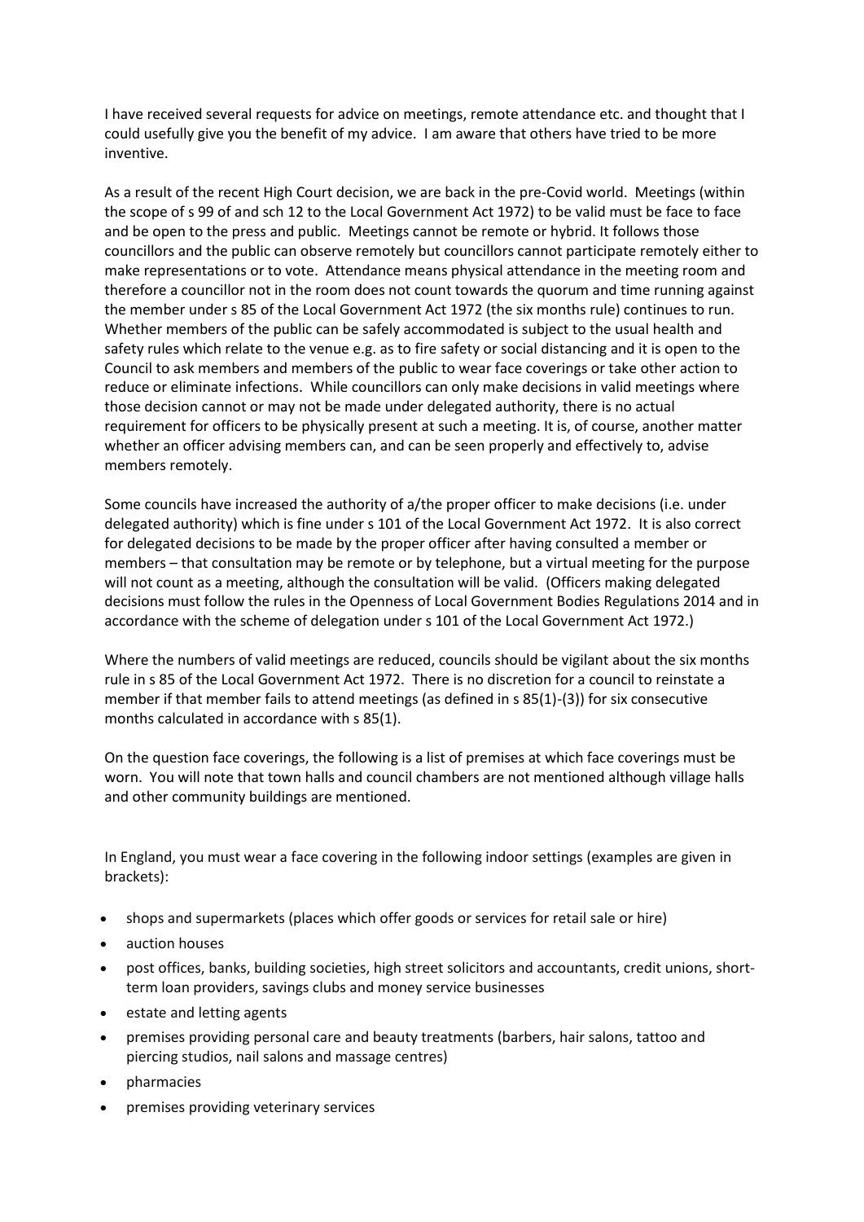I have received several requests for advice on meetings, remote attendance etc. and thought that I could usefully give you the benefit of my advice. I am aware that others have tried to be more inventive.

As a result of the recent High Court decision, we are back in the pre-Covid world. Meetings (within the scope of s 99 of and sch 12 to the Local Government Act 1972) to be valid must be face to face and be open to the press and public. Meetings cannot be remote or hybrid. It follows those councillors and the public can observe remotely but councillors cannot participate remotely either to make representations or to vote. Attendance means physical attendance in the meeting room and therefore a councillor not in the room does not count towards the quorum and time running against the member under s 85 of the Local Government Act 1972 (the six months rule) continues to run. Whether members of the public can be safely accommodated is subject to the usual health and safety rules which relate to the venue e.g. as to fire safety or social distancing and it is open to the Council to ask members and members of the public to wear face coverings or take other action to reduce or eliminate infections. While councillors can only make decisions in valid meetings where those decision cannot or may not be made under delegated authority, there is no actual requirement for officers to be physically present at such a meeting. It is, of course, another matter whether an officer advising members can, and can be seen properly and effectively to, advise members remotely.

Some councils have increased the authority of a/the proper officer to make decisions (i.e. under delegated authority) which is fine under s 101 of the Local Government Act 1972. It is also correct for delegated decisions to be made by the proper officer after having consulted a member or members – that consultation may be remote or by telephone, but a virtual meeting for the purpose will not count as a meeting, although the consultation will be valid. (Officers making delegated decisions must follow the rules in the Openness of Local Government Bodies Regulations 2014 and in accordance with the scheme of delegation under s 101 of the Local Government Act 1972.)

Where the numbers of valid meetings are reduced, councils should be vigilant about the six months rule in s 85 of the Local Government Act 1972. There is no discretion for a council to reinstate a member if that member fails to attend meetings (as defined in s 85(1)-(3)) for six consecutive months calculated in accordance with s 85(1).

On the question face coverings, the following is a list of premises at which face coverings must be worn. You will note that town halls and council chambers are not mentioned although village halls and other community buildings are mentioned.

In England, you must wear a face covering in the following indoor settings (examples are given in brackets):

- shops and supermarkets (places which offer goods or services for retail sale or hire)
- auction houses
- post offices, banks, building societies, high street solicitors and accountants, credit unions, short-term loan providers, savings clubs and money service businesses
- estate and letting agents
- premises providing personal care and beauty treatments (barbers, hair salons, tattoo and piercing studios, nail salons and massage centres)
- pharmacies
- premises providing veterinary services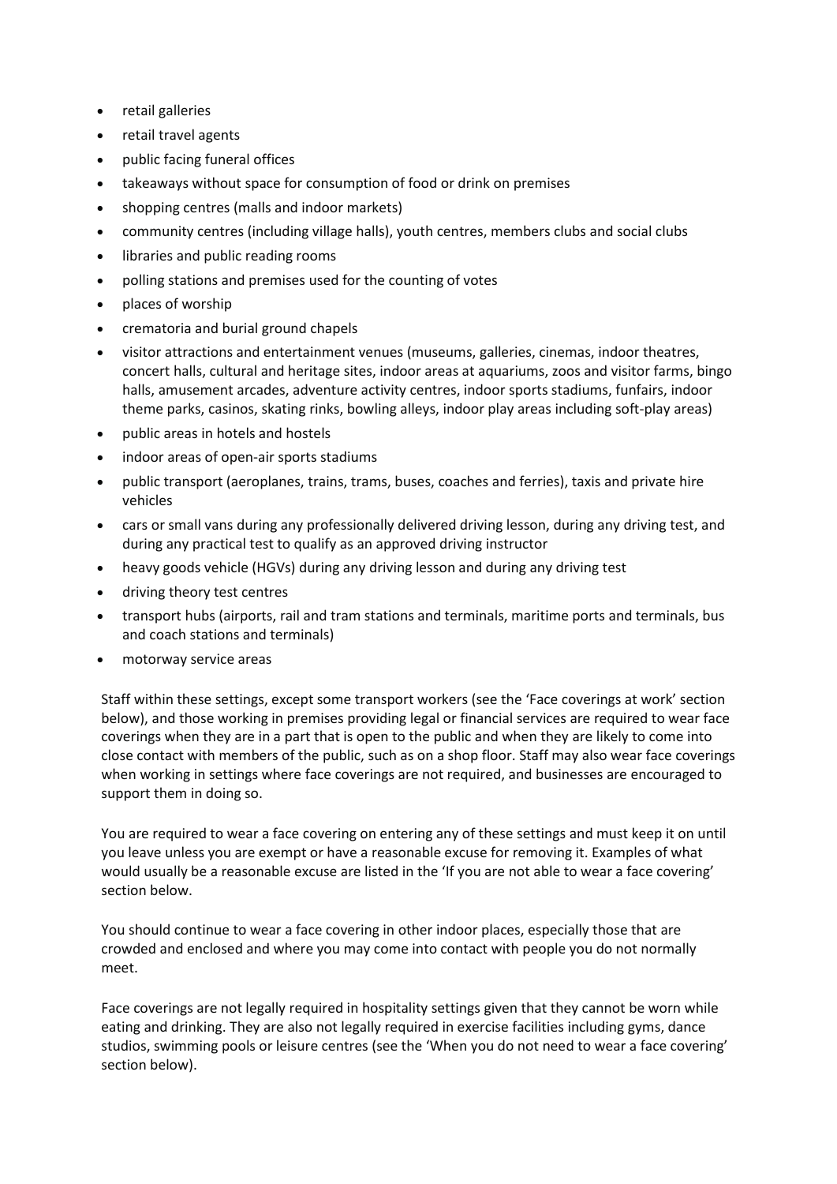- retail galleries
- retail travel agents
- public facing funeral offices
- takeaways without space for consumption of food or drink on premises
- shopping centres (malls and indoor markets)
- community centres (including village halls), youth centres, members clubs and social clubs
- libraries and public reading rooms
- polling stations and premises used for the counting of votes
- places of worship
- crematoria and burial ground chapels
- visitor attractions and entertainment venues (museums, galleries, cinemas, indoor theatres, concert halls, cultural and heritage sites, indoor areas at aquariums, zoos and visitor farms, bingo halls, amusement arcades, adventure activity centres, indoor sports stadiums, funfairs, indoor theme parks, casinos, skating rinks, bowling alleys, indoor play areas including soft-play areas)
- public areas in hotels and hostels
- indoor areas of open-air sports stadiums
- public transport (aeroplanes, trains, trams, buses, coaches and ferries), taxis and private hire vehicles
- cars or small vans during any professionally delivered driving lesson, during any driving test, and during any practical test to qualify as an approved driving instructor
- heavy goods vehicle (HGVs) during any driving lesson and during any driving test
- driving theory test centres
- transport hubs (airports, rail and tram stations and terminals, maritime ports and terminals, bus and coach stations and terminals)
- motorway service areas

Staff within these settings, except some transport workers (see the 'Face coverings at work' section below), and those working in premises providing legal or financial services are required to wear face coverings when they are in a part that is open to the public and when they are likely to come into close contact with members of the public, such as on a shop floor. Staff may also wear face coverings when working in settings where face coverings are not required, and businesses are encouraged to support them in doing so.

You are required to wear a face covering on entering any of these settings and must keep it on until you leave unless you are exempt or have a reasonable excuse for removing it. Examples of what would usually be a reasonable excuse are listed in the 'If you are not able to wear a face covering' section below.

You should continue to wear a face covering in other indoor places, especially those that are crowded and enclosed and where you may come into contact with people you do not normally meet.

Face coverings are not legally required in hospitality settings given that they cannot be worn while eating and drinking. They are also not legally required in exercise facilities including gyms, dance studios, swimming pools or leisure centres (see the 'When you do not need to wear a face covering' section below).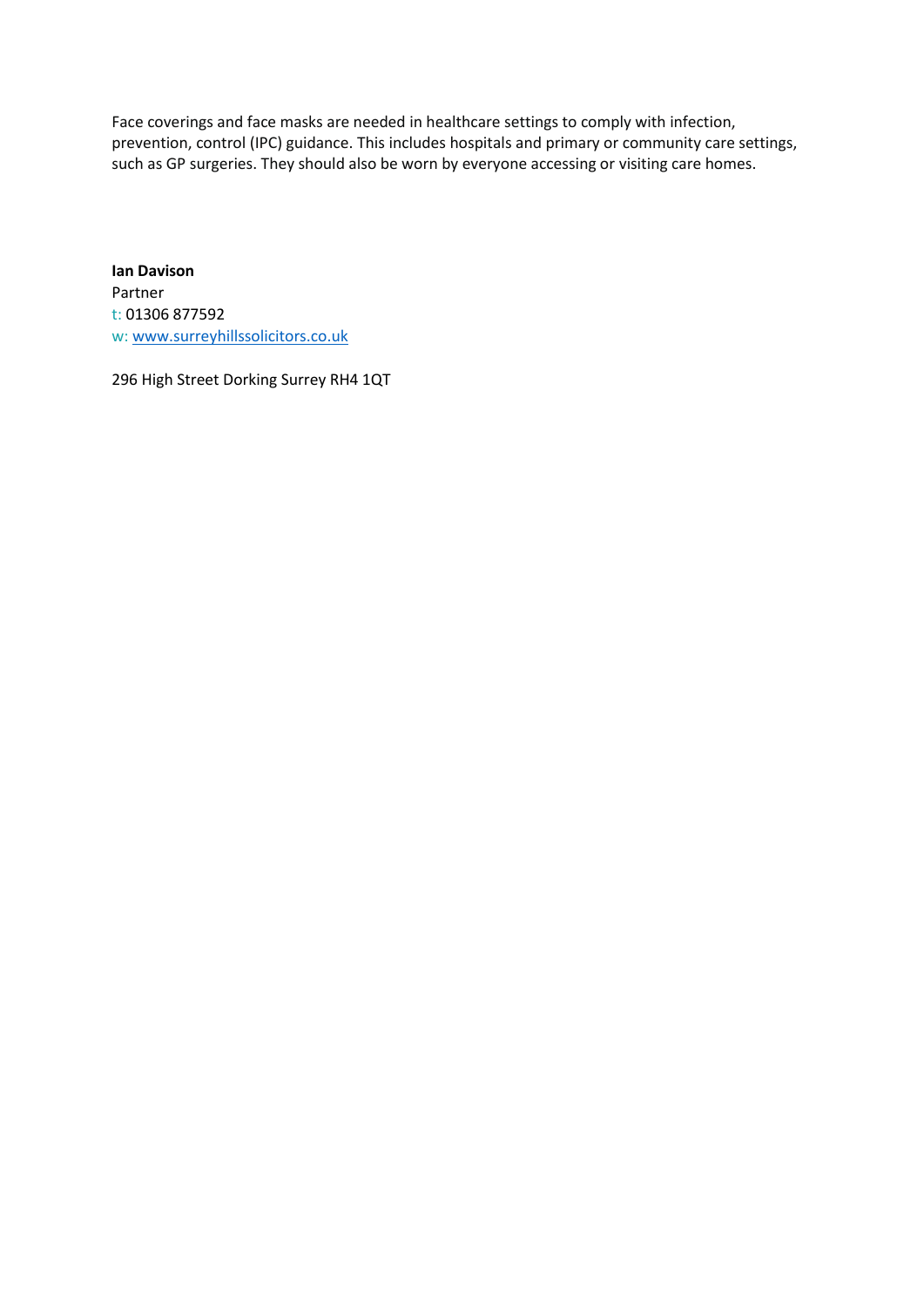Face coverings and face masks are needed in healthcare settings to comply with infection, prevention, control (IPC) guidance. This includes hospitals and primary or community care settings, such as GP surgeries. They should also be worn by everyone accessing or visiting care homes.

**Ian Davison**
Partner
t: 01306 877592
w: [www.surreyhillssolicitors.co.uk](http://www.surreyhillssolicitors.co.uk)

296 High Street Dorking Surrey RH4 1QT